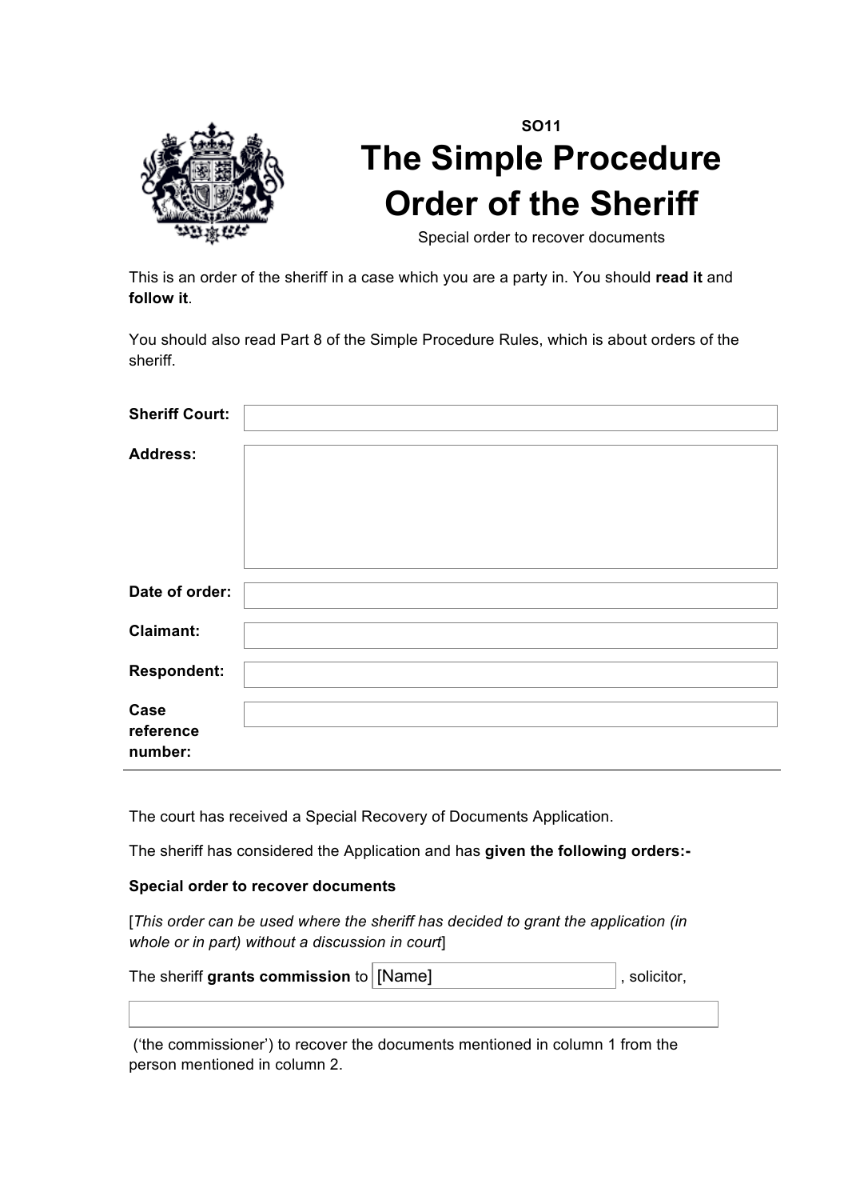SO11

# The Simple Procedure Order of the Sheriff

Special order to recover documents

This is an order of the sheriff in a case which you are a party in. You should **read it** and **follow it**.

You should also read Part 8 of the Simple Procedure Rules, which is about orders of the sheriff.

| | |
|---|---|
| **Sheriff Court:** | |
| **Address:** | |
| **Date of order:** | |
| **Claimant:** | |
| **Respondent:** | |
| **Case reference number:** | |

The court has received a Special Recovery of Documents Application.

The sheriff has considered the Application and has **given the following orders:-**

**Special order to recover documents**

[*This order can be used where the sheriff has decided to grant the application (in whole or in part) without a discussion in court*]

The sheriff **grants commission** to [Name] , solicitor,

 ('the commissioner') to recover the documents mentioned in column 1 from the person mentioned in column 2.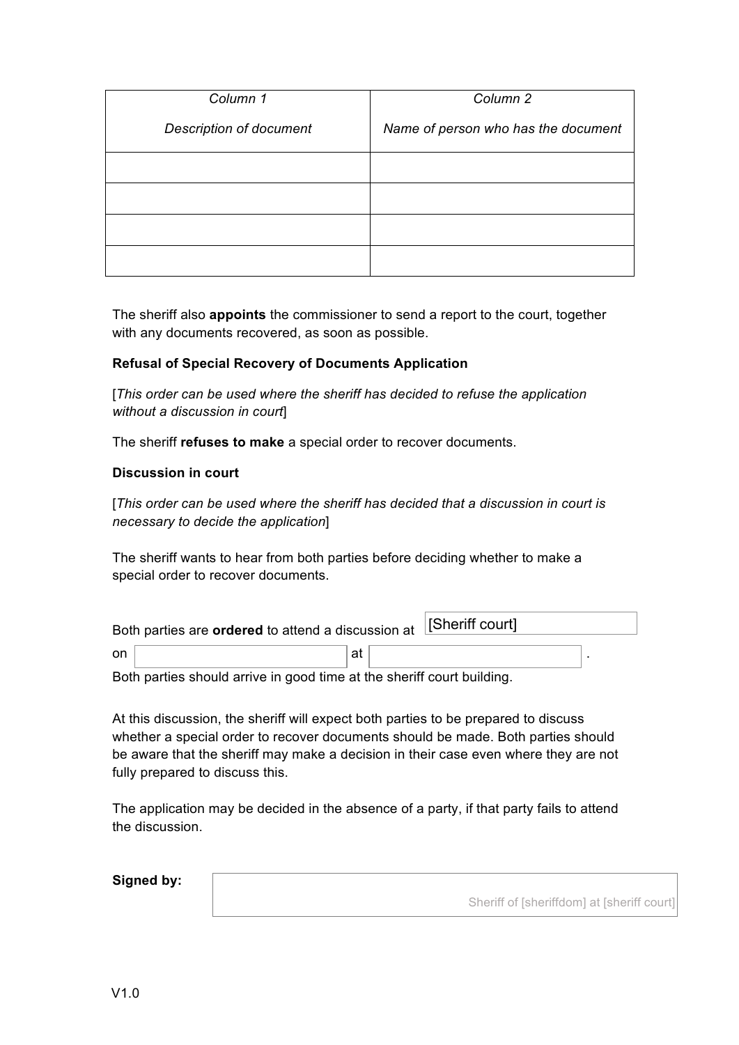| *Column 1*<br><br>*Description of document* | *Column 2*<br><br>*Name of person who has the document* |
| --- | --- |
| | |
| | |
| | |
| | |

The sheriff also **appoints** the commissioner to send a report to the court, together with any documents recovered, as soon as possible.

**Refusal of Special Recovery of Documents Application**

[*This order can be used where the sheriff has decided to refuse the application without a discussion in court*]

The sheriff **refuses to make** a special order to recover documents.

**Discussion in court**

[*This order can be used where the sheriff has decided that a discussion in court is necessary to decide the application*]

The sheriff wants to hear from both parties before deciding whether to make a special order to recover documents.

Both parties are **ordered** to attend a discussion at [Sheriff court]

on ______________ at ______________ .

Both parties should arrive in good time at the sheriff court building.

At this discussion, the sheriff will expect both parties to be prepared to discuss whether a special order to recover documents should be made. Both parties should be aware that the sheriff may make a decision in their case even where they are not fully prepared to discuss this.

The application may be decided in the absence of a party, if that party fails to attend the discussion.

**Signed by:**

Sheriff of [sheriffdom] at [sheriff court]

V1.0